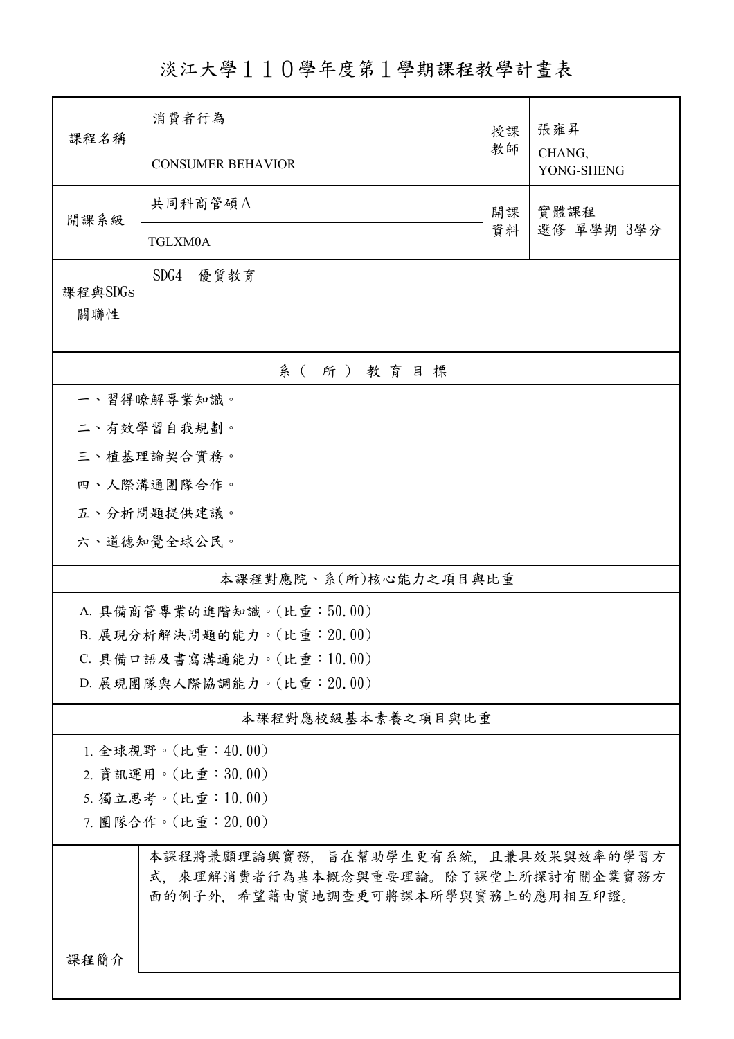# 淡江大學１１０學年度第１學期課程教學計畫表

| 課程名稱 | 消費者行為<br>CONSUMER BEHAVIOR | 授課教師 | 張雍昇<br>CHANG, YONG-SHENG |
|---|---|---|---|
| 開課系級 | 共同科商管碩A<br>TGLXM0A | 開課資料 | 實體課程<br>選修 單學期 3學分 |
| 課程與SDGs關聯性 | SDG4　優質教育 | | |

## 系（所）教育目標

一、習得瞭解專業知識。

二、有效學習自我規劃。

三、植基理論契合實務。

四、人際溝通團隊合作。

五、分析問題提供建議。

六、道德知覺全球公民。

## 本課程對應院、系(所)核心能力之項目與比重

A. 具備商管專業的進階知識。(比重：50.00)

B. 展現分析解決問題的能力。(比重：20.00)

C. 具備口語及書寫溝通能力。(比重：10.00)

D. 展現團隊與人際協調能力。(比重：20.00)

## 本課程對應校級基本素養之項目與比重

1. 全球視野。(比重：40.00)

2. 資訊運用。(比重：30.00)

5. 獨立思考。(比重：10.00)

7. 團隊合作。(比重：20.00)

## 課程簡介

本課程將兼顧理論與實務，旨在幫助學生更有系統，且兼具效果與效率的學習方式，來理解消費者行為基本概念與重要理論。除了課堂上所探討有關企業實務方面的例子外，希望藉由實地調查更可將課本所學與實務上的應用相互印證。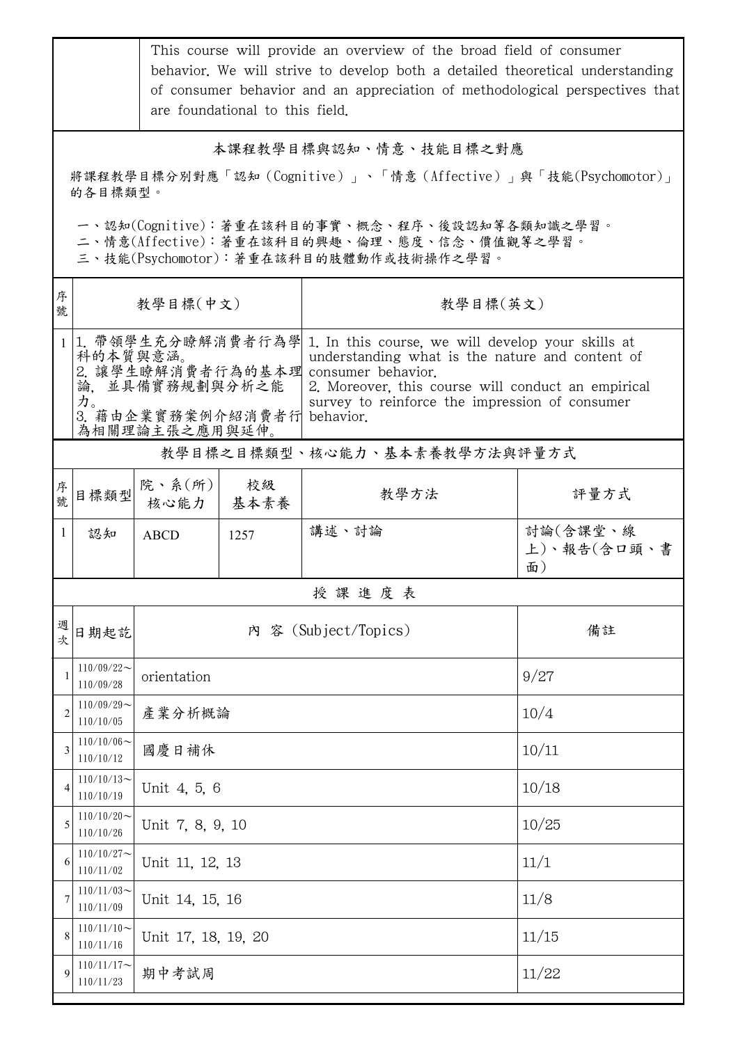|  | This course will provide an overview of the broad field of consumer behavior. We will strive to develop both a detailed theoretical understanding of consumer behavior and an appreciation of methodological perspectives that are foundational to this field. |
|---|---|

## 本課程教學目標與認知、情意、技能目標之對應

將課程教學目標分別對應「認知（Cognitive）」、「情意（Affective）」與「技能(Psychomotor)」的各目標類型。

一、認知(Cognitive)：著重在該科目的事實、概念、程序、後設認知等各類知識之學習。
二、情意(Affective)：著重在該科目的興趣、倫理、態度、信念、價值觀等之學習。
三、技能(Psychomotor)：著重在該科目的肢體動作或技術操作之學習。

| 序號 | 教學目標(中文) | 教學目標(英文) |
|---|---|---|
| 1 | 1. 帶領學生充分瞭解消費者行為學科的本質與意涵。<br>2. 讓學生瞭解消費者行為的基本理論，並具備實務規劃與分析之能力。<br>3. 藉由企業實務案例介紹消費者行為相關理論主張之應用與延伸。 | 1. In this course, we will develop your skills at understanding what is the nature and content of consumer behavior.<br>2. Moreover, this course will conduct an empirical survey to reinforce the impression of consumer behavior. |

## 教學目標之目標類型、核心能力、基本素養教學方法與評量方式

| 序號 | 目標類型 | 院、系(所)核心能力 | 校級基本素養 | 教學方法 | 評量方式 |
|---|---|---|---|---|---|
| 1 | 認知 | ABCD | 1257 | 講述、討論 | 討論(含課堂、線上)、報告(含口頭、書面) |

## 授課進度表

| 週次 | 日期起訖 | 內 容 (Subject/Topics) | 備註 |
|---|---|---|---|
| 1 | 110/09/22～110/09/28 | orientation | 9/27 |
| 2 | 110/09/29～110/10/05 | 產業分析概論 | 10/4 |
| 3 | 110/10/06～110/10/12 | 國慶日補休 | 10/11 |
| 4 | 110/10/13～110/10/19 | Unit 4, 5, 6 | 10/18 |
| 5 | 110/10/20～110/10/26 | Unit 7, 8, 9, 10 | 10/25 |
| 6 | 110/10/27～110/11/02 | Unit 11, 12, 13 | 11/1 |
| 7 | 110/11/03～110/11/09 | Unit 14, 15, 16 | 11/8 |
| 8 | 110/11/10～110/11/16 | Unit 17, 18, 19, 20 | 11/15 |
| 9 | 110/11/17～110/11/23 | 期中考試周 | 11/22 |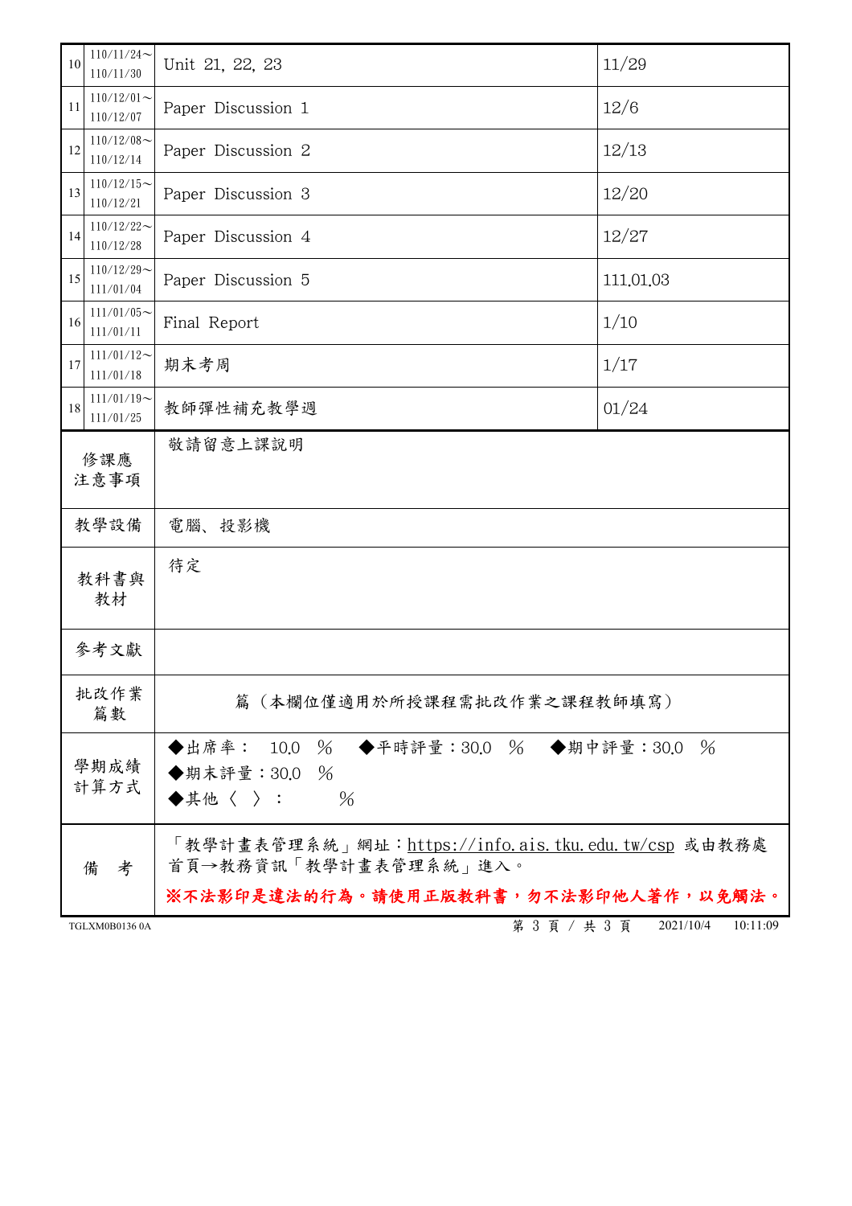| | | | |
|---|---|---|---|
| 10 | 110/11/24～<br>110/11/30 | Unit 21, 22, 23 | 11/29 |
| 11 | 110/12/01～<br>110/12/07 | Paper Discussion 1 | 12/6 |
| 12 | 110/12/08～<br>110/12/14 | Paper Discussion 2 | 12/13 |
| 13 | 110/12/15～<br>110/12/21 | Paper Discussion 3 | 12/20 |
| 14 | 110/12/22～<br>110/12/28 | Paper Discussion 4 | 12/27 |
| 15 | 110/12/29～<br>111/01/04 | Paper Discussion 5 | 111.01.03 |
| 16 | 111/01/05～<br>111/01/11 | Final Report | 1/10 |
| 17 | 111/01/12～<br>111/01/18 | 期末考周 | 1/17 |
| 18 | 111/01/19～<br>111/01/25 | 教師彈性補充教學週 | 01/24 |

| | |
|---|---|
| 修課應注意事項 | 敬請留意上課說明 |
| 教學設備 | 電腦、投影機 |
| 教科書與教材 | 待定 |
| 參考文獻 | |
| 批改作業篇數 | 篇（本欄位僅適用於所授課程需批改作業之課程教師填寫） |
| 學期成績計算方式 | ◆出席率： 10.0 ％ ◆平時評量：30.0 ％ ◆期中評量：30.0 ％<br>◆期末評量：30.0 ％<br>◆其他〈 〉： ％ |
| 備 考 | 「教學計畫表管理系統」網址：https://info.ais.tku.edu.tw/csp 或由教務處首頁→教務資訊「教學計畫表管理系統」進入。<br>**※不法影印是違法的行為。請使用正版教科書，勿不法影印他人著作，以免觸法。** |

TGLXM0B0136 0A